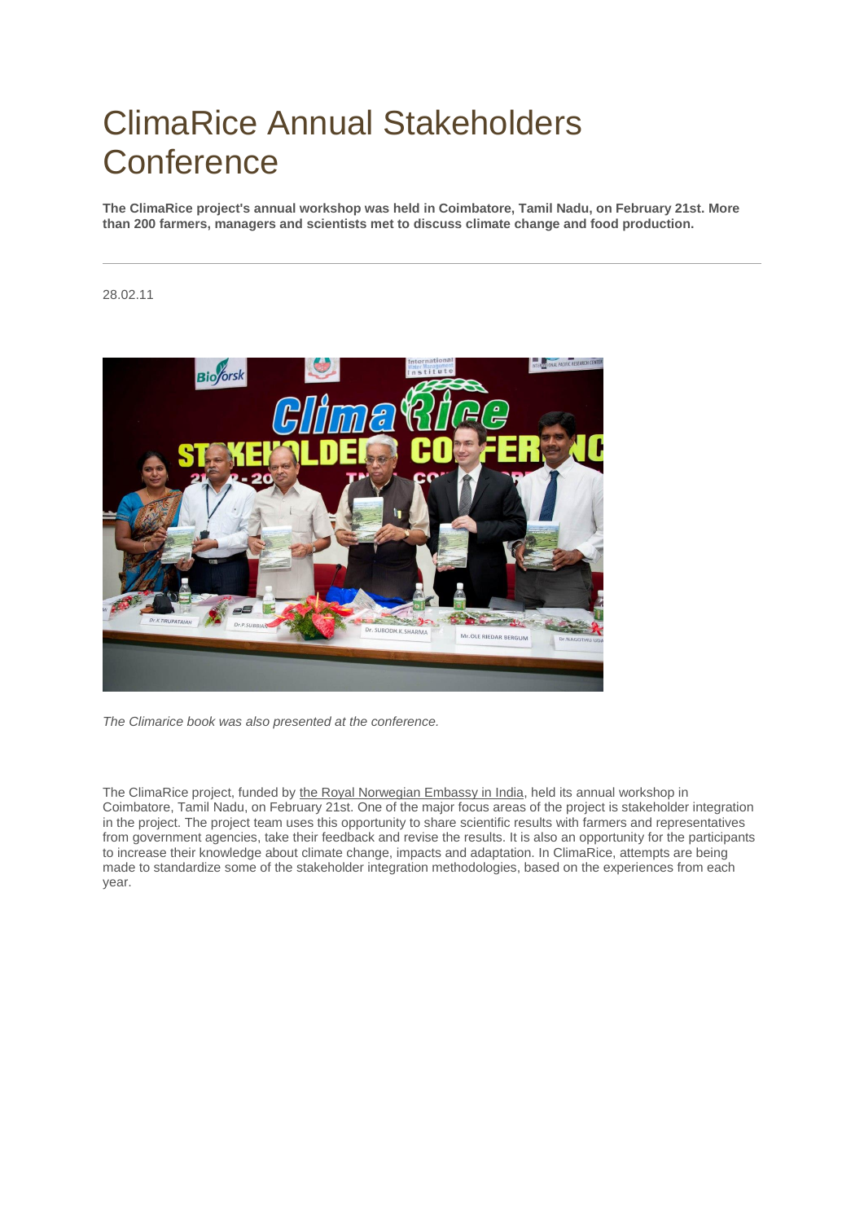# ClimaRice Annual Stakeholders Conference

**The ClimaRice project's annual workshop was held in Coimbatore, Tamil Nadu, on February 21st. More than 200 farmers, managers and scientists met to discuss climate change and food production.**

---

28.02.11

*The Climarice book was also presented at the conference.*

The ClimaRice project, funded by the Royal Norwegian Embassy in India, held its annual workshop in Coimbatore, Tamil Nadu, on February 21st. One of the major focus areas of the project is stakeholder integration in the project. The project team uses this opportunity to share scientific results with farmers and representatives from government agencies, take their feedback and revise the results. It is also an opportunity for the participants to increase their knowledge about climate change, impacts and adaptation. In ClimaRice, attempts are being made to standardize some of the stakeholder integration methodologies, based on the experiences from each year.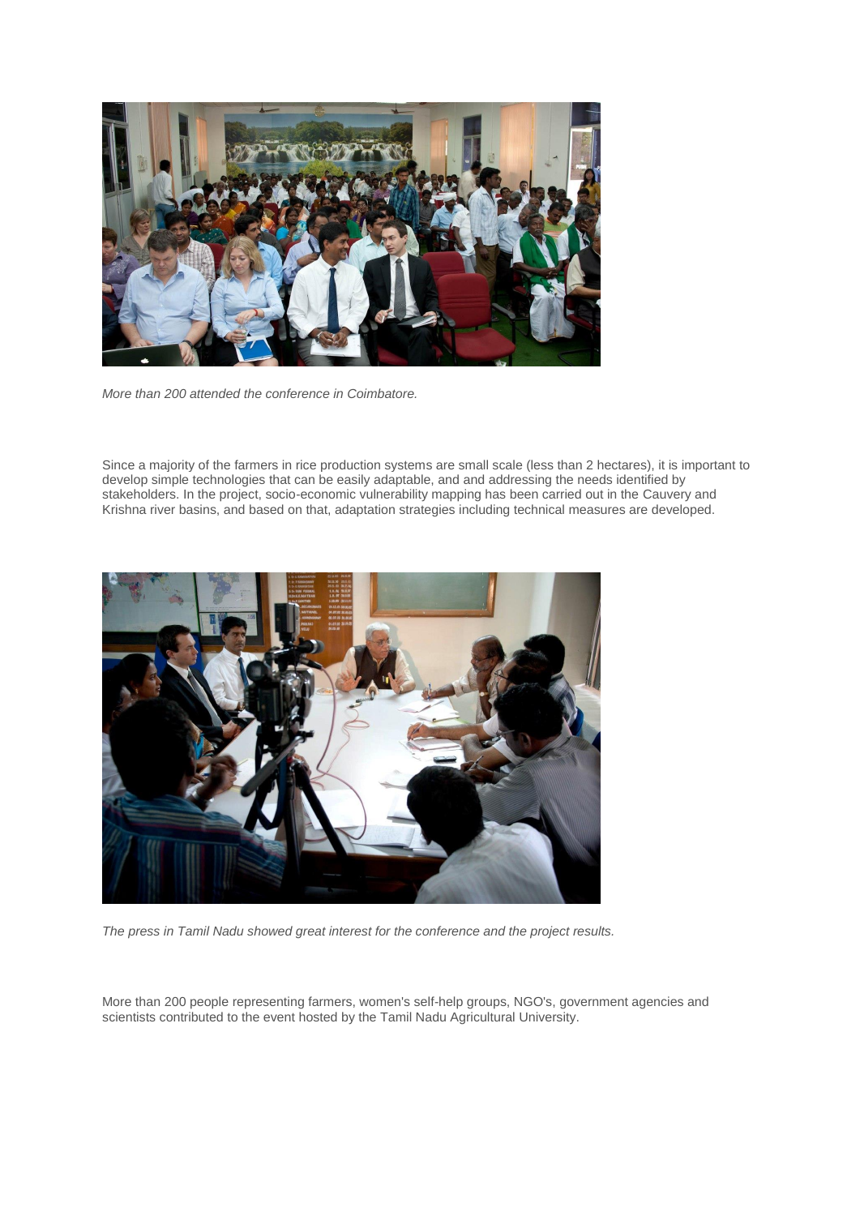*More than 200 attended the conference in Coimbatore.*

Since a majority of the farmers in rice production systems are small scale (less than 2 hectares), it is important to develop simple technologies that can be easily adaptable, and and addressing the needs identified by stakeholders. In the project, socio-economic vulnerability mapping has been carried out in the Cauvery and Krishna river basins, and based on that, adaptation strategies including technical measures are developed.

*The press in Tamil Nadu showed great interest for the conference and the project results.*

More than 200 people representing farmers, women's self-help groups, NGO's, government agencies and scientists contributed to the event hosted by the Tamil Nadu Agricultural University.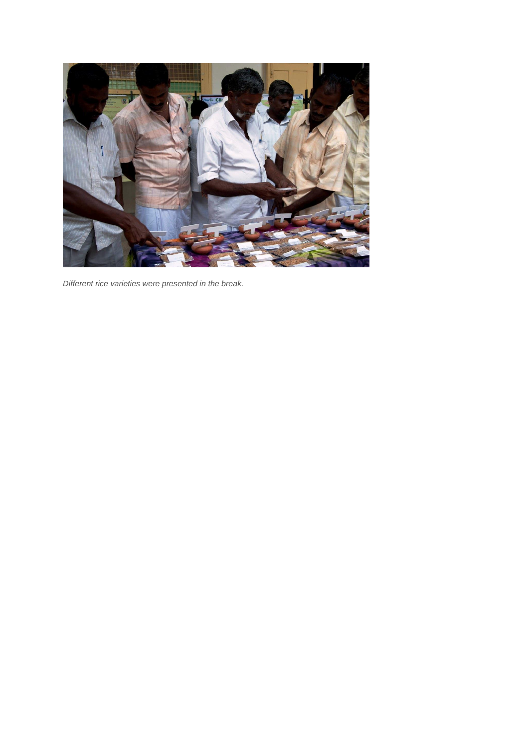*Different rice varieties were presented in the break.*